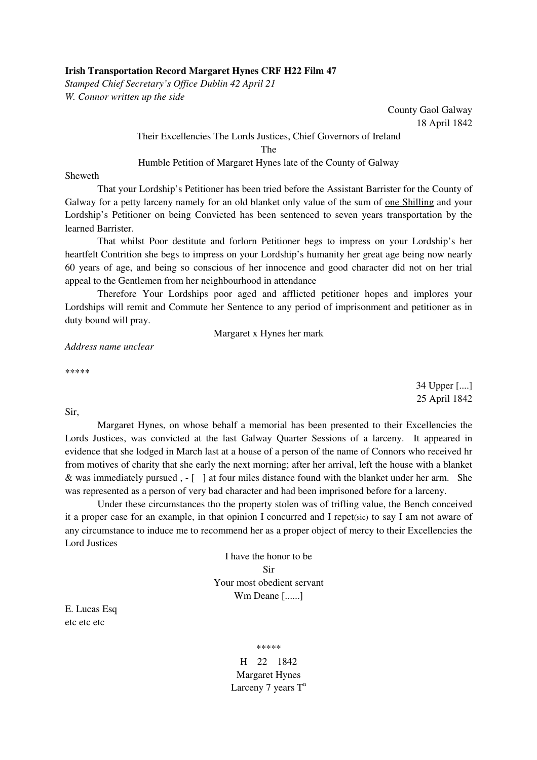**Irish Transportation Record Margaret Hynes CRF H22 Film 47**

*Stamped Chief Secretary's Office Dublin 42 April 21*

*W. Connor written up the side*

County Gaol Galway
18 April 1842

Their Excellencies The Lords Justices, Chief Governors of Ireland

The

Humble Petition of Margaret Hynes late of the County of Galway

Sheweth

That your Lordship's Petitioner has been tried before the Assistant Barrister for the County of Galway for a petty larceny namely for an old blanket only value of the sum of <u>one Shilling</u> and your Lordship's Petitioner on being Convicted has been sentenced to seven years transportation by the learned Barrister.

That whilst Poor destitute and forlorn Petitioner begs to impress on your Lordship's her heartfelt Contrition she begs to impress on your Lordship's humanity her great age being now nearly 60 years of age, and being so conscious of her innocence and good character did not on her trial appeal to the Gentlemen from her neighbourhood in attendance

Therefore Your Lordships poor aged and afflicted petitioner hopes and implores your Lordships will remit and Commute her Sentence to any period of imprisonment and petitioner as in duty bound will pray.

Margaret x Hynes her mark

*Address name unclear*

*****

34 Upper [....]
25 April 1842

Sir,

Margaret Hynes, on whose behalf a memorial has been presented to their Excellencies the Lords Justices, was convicted at the last Galway Quarter Sessions of a larceny. It appeared in evidence that she lodged in March last at a house of a person of the name of Connors who received hr from motives of charity that she early the next morning; after her arrival, left the house with a blanket & was immediately pursued , - [ ] at four miles distance found with the blanket under her arm. She was represented as a person of very bad character and had been imprisoned before for a larceny.

Under these circumstances tho the property stolen was of trifling value, the Bench conceived it a proper case for an example, in that opinion I concurred and I repet(sic) to say I am not aware of any circumstance to induce me to recommend her as a proper object of mercy to their Excellencies the Lord Justices

I have the honor to be
Sir
Your most obedient servant
Wm Deane [......]

E. Lucas Esq
etc etc etc

*****

H 22 1842
Margaret Hynes
Larceny 7 years T[n]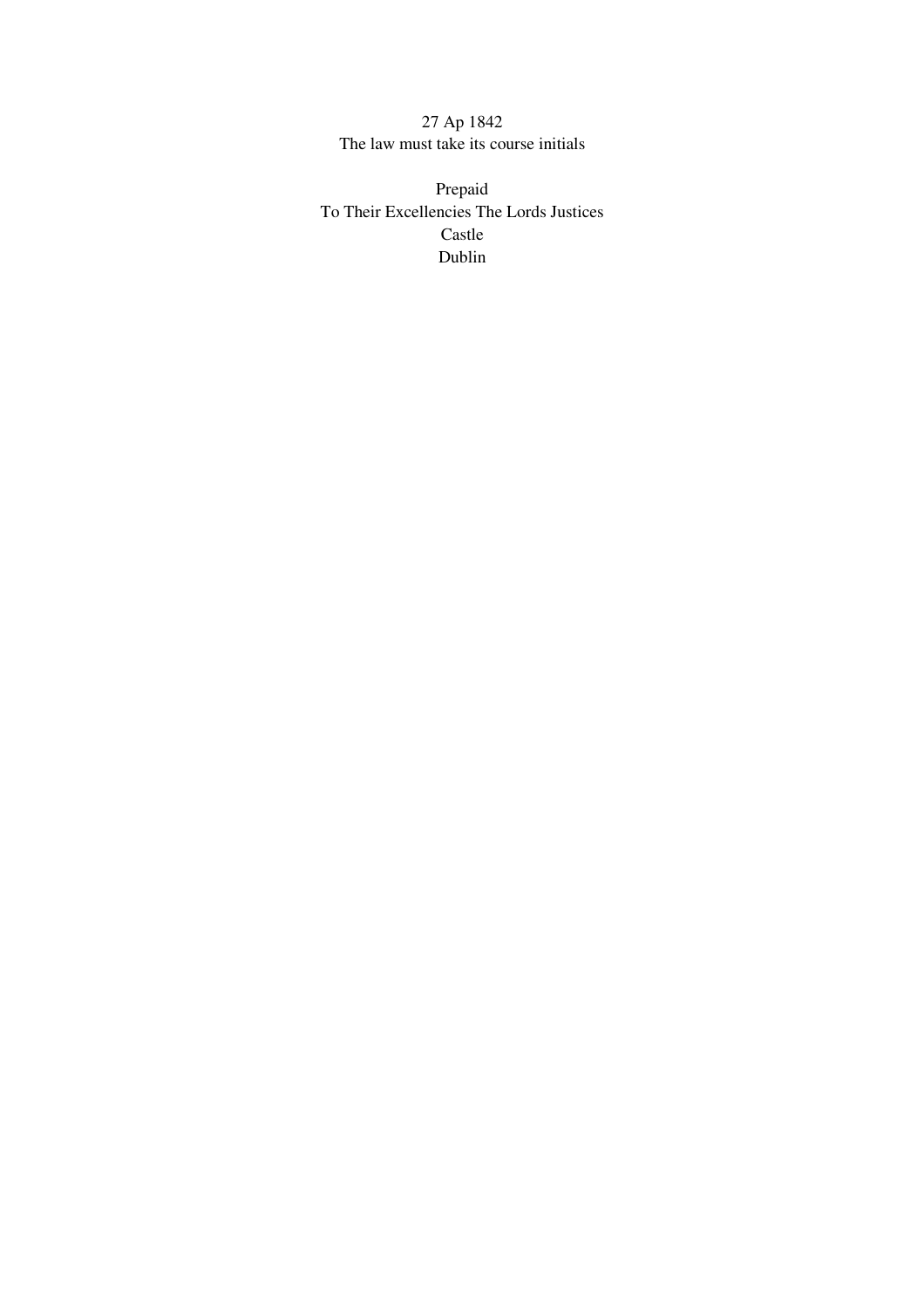27 Ap 1842
The law must take its course initials

Prepaid
To Their Excellencies The Lords Justices
Castle
Dublin